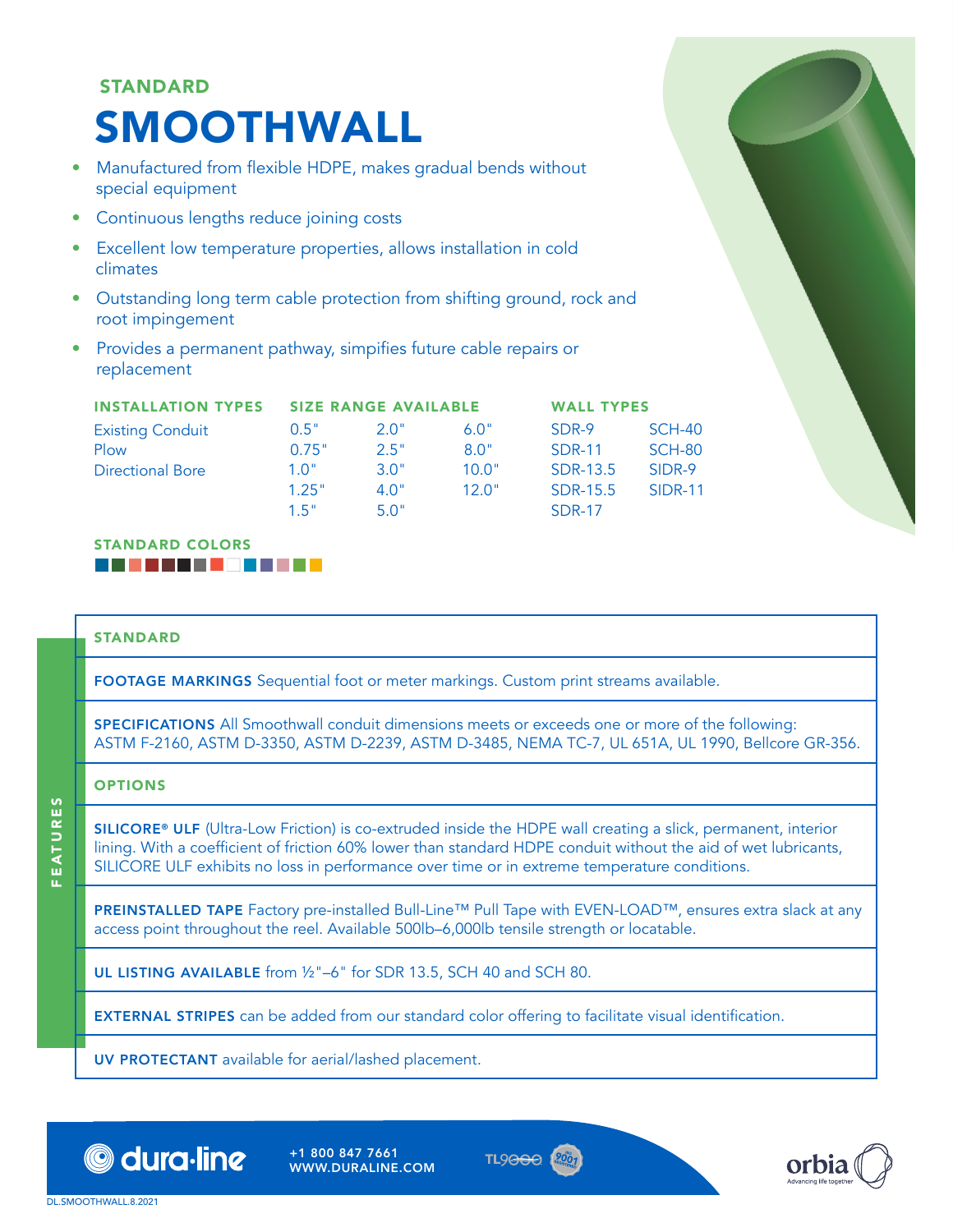STANDARD

# SMOOTHWALL

- Manufactured from flexible HDPE, makes gradual bends without special equipment
- Continuous lengths reduce joining costs
- Excellent low temperature properties, allows installation in cold climates
- Outstanding long term cable protection from shifting ground, rock and root impingement
- Provides a permanent pathway, simpifies future cable repairs or replacement

| INSTALLATION TYPES | SIZE RANGE AVAILABLE | | | WALL TYPES | |
|---|---|---|---|---|---|
| Existing Conduit | 0.5" | 2.0" | 6.0" | SDR-9 | SCH-40 |
| Plow | 0.75" | 2.5" | 8.0" | SDR-11 | SCH-80 |
| Directional Bore | 1.0" | 3.0" | 10.0" | SDR-13.5 | SIDR-9 |
| | 1.25" | 4.0" | 12.0" | SDR-15.5 | SIDR-11 |
| | 1.5" | 5.0" | | SDR-17 | |

STANDARD COLORS

## FEATURES

### STANDARD

**FOOTAGE MARKINGS** Sequential foot or meter markings. Custom print streams available.

**SPECIFICATIONS** All Smoothwall conduit dimensions meets or exceeds one or more of the following: ASTM F-2160, ASTM D-3350, ASTM D-2239, ASTM D-3485, NEMA TC-7, UL 651A, UL 1990, Bellcore GR-356.

### OPTIONS

**SILICORE® ULF** (Ultra-Low Friction) is co-extruded inside the HDPE wall creating a slick, permanent, interior lining. With a coefficient of friction 60% lower than standard HDPE conduit without the aid of wet lubricants, SILICORE ULF exhibits no loss in performance over time or in extreme temperature conditions.

**PREINSTALLED TAPE** Factory pre-installed Bull-Line™ Pull Tape with EVEN-LOAD™, ensures extra slack at any access point throughout the reel. Available 500lb–6,000lb tensile strength or locatable.

**UL LISTING AVAILABLE** from ½"–6" for SDR 13.5, SCH 40 and SCH 80.

**EXTERNAL STRIPES** can be added from our standard color offering to facilitate visual identification.

**UV PROTECTANT** available for aerial/lashed placement.

dura·line +1 800 847 7661 WWW.DURALINE.COM

TL9000 ISO 9001

orbia Advancing life together

DL.SMOOTHWALL.8.2021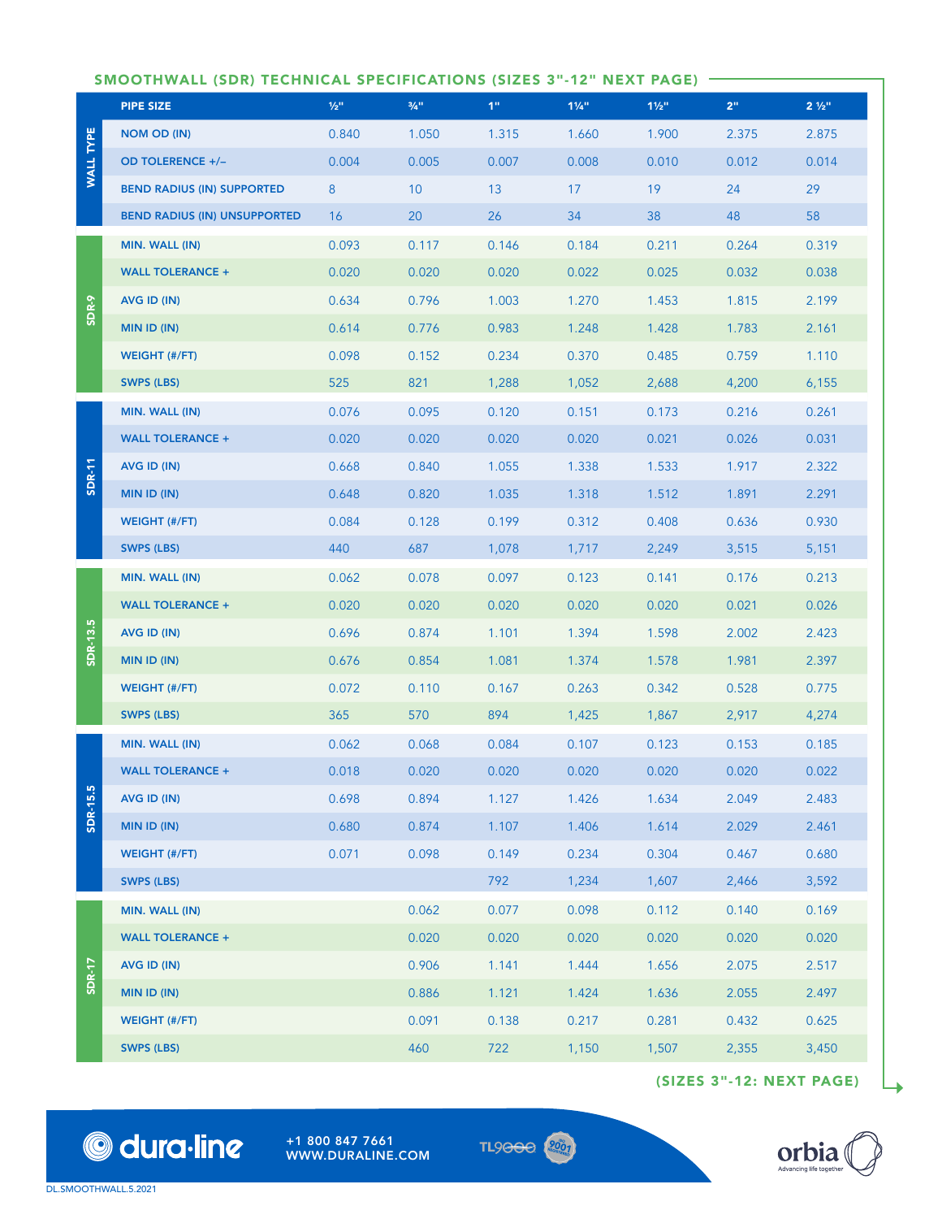## SMOOTHWALL (SDR) TECHNICAL SPECIFICATIONS (SIZES 3"-12" NEXT PAGE)

| | PIPE SIZE | ½" | ¾" | 1" | 1¼" | 1½" | 2" | 2 ½" |
|---|---|---|---|---|---|---|---|---|
| WALL TYPE | NOM OD (IN) | 0.840 | 1.050 | 1.315 | 1.660 | 1.900 | 2.375 | 2.875 |
| | OD TOLERENCE +/– | 0.004 | 0.005 | 0.007 | 0.008 | 0.010 | 0.012 | 0.014 |
| | BEND RADIUS (IN) SUPPORTED | 8 | 10 | 13 | 17 | 19 | 24 | 29 |
| | BEND RADIUS (IN) UNSUPPORTED | 16 | 20 | 26 | 34 | 38 | 48 | 58 |
| SDR-9 | MIN. WALL (IN) | 0.093 | 0.117 | 0.146 | 0.184 | 0.211 | 0.264 | 0.319 |
| | WALL TOLERANCE + | 0.020 | 0.020 | 0.020 | 0.022 | 0.025 | 0.032 | 0.038 |
| | AVG ID (IN) | 0.634 | 0.796 | 1.003 | 1.270 | 1.453 | 1.815 | 2.199 |
| | MIN ID (IN) | 0.614 | 0.776 | 0.983 | 1.248 | 1.428 | 1.783 | 2.161 |
| | WEIGHT (#/FT) | 0.098 | 0.152 | 0.234 | 0.370 | 0.485 | 0.759 | 1.110 |
| | SWPS (LBS) | 525 | 821 | 1,288 | 1,052 | 2,688 | 4,200 | 6,155 |
| SDR-11 | MIN. WALL (IN) | 0.076 | 0.095 | 0.120 | 0.151 | 0.173 | 0.216 | 0.261 |
| | WALL TOLERANCE + | 0.020 | 0.020 | 0.020 | 0.020 | 0.021 | 0.026 | 0.031 |
| | AVG ID (IN) | 0.668 | 0.840 | 1.055 | 1.338 | 1.533 | 1.917 | 2.322 |
| | MIN ID (IN) | 0.648 | 0.820 | 1.035 | 1.318 | 1.512 | 1.891 | 2.291 |
| | WEIGHT (#/FT) | 0.084 | 0.128 | 0.199 | 0.312 | 0.408 | 0.636 | 0.930 |
| | SWPS (LBS) | 440 | 687 | 1,078 | 1,717 | 2,249 | 3,515 | 5,151 |
| SDR-13.5 | MIN. WALL (IN) | 0.062 | 0.078 | 0.097 | 0.123 | 0.141 | 0.176 | 0.213 |
| | WALL TOLERANCE + | 0.020 | 0.020 | 0.020 | 0.020 | 0.020 | 0.021 | 0.026 |
| | AVG ID (IN) | 0.696 | 0.874 | 1.101 | 1.394 | 1.598 | 2.002 | 2.423 |
| | MIN ID (IN) | 0.676 | 0.854 | 1.081 | 1.374 | 1.578 | 1.981 | 2.397 |
| | WEIGHT (#/FT) | 0.072 | 0.110 | 0.167 | 0.263 | 0.342 | 0.528 | 0.775 |
| | SWPS (LBS) | 365 | 570 | 894 | 1,425 | 1,867 | 2,917 | 4,274 |
| SDR-15.5 | MIN. WALL (IN) | 0.062 | 0.068 | 0.084 | 0.107 | 0.123 | 0.153 | 0.185 |
| | WALL TOLERANCE + | 0.018 | 0.020 | 0.020 | 0.020 | 0.020 | 0.020 | 0.022 |
| | AVG ID (IN) | 0.698 | 0.894 | 1.127 | 1.426 | 1.634 | 2.049 | 2.483 |
| | MIN ID (IN) | 0.680 | 0.874 | 1.107 | 1.406 | 1.614 | 2.029 | 2.461 |
| | WEIGHT (#/FT) | 0.071 | 0.098 | 0.149 | 0.234 | 0.304 | 0.467 | 0.680 |
| | SWPS (LBS) | | | 792 | 1,234 | 1,607 | 2,466 | 3,592 |
| SDR-17 | MIN. WALL (IN) | | 0.062 | 0.077 | 0.098 | 0.112 | 0.140 | 0.169 |
| | WALL TOLERANCE + | | 0.020 | 0.020 | 0.020 | 0.020 | 0.020 | 0.020 |
| | AVG ID (IN) | | 0.906 | 1.141 | 1.444 | 1.656 | 2.075 | 2.517 |
| | MIN ID (IN) | | 0.886 | 1.121 | 1.424 | 1.636 | 2.055 | 2.497 |
| | WEIGHT (#/FT) | | 0.091 | 0.138 | 0.217 | 0.281 | 0.432 | 0.625 |
| | SWPS (LBS) | | 460 | 722 | 1,150 | 1,507 | 2,355 | 3,450 |

(SIZES 3"-12: NEXT PAGE)

dura·line +1 800 847 7661 WWW.DURALINE.COM

TL9000 ISO 9001

orbia Advancing life together

DL.SMOOTHWALL.5.2021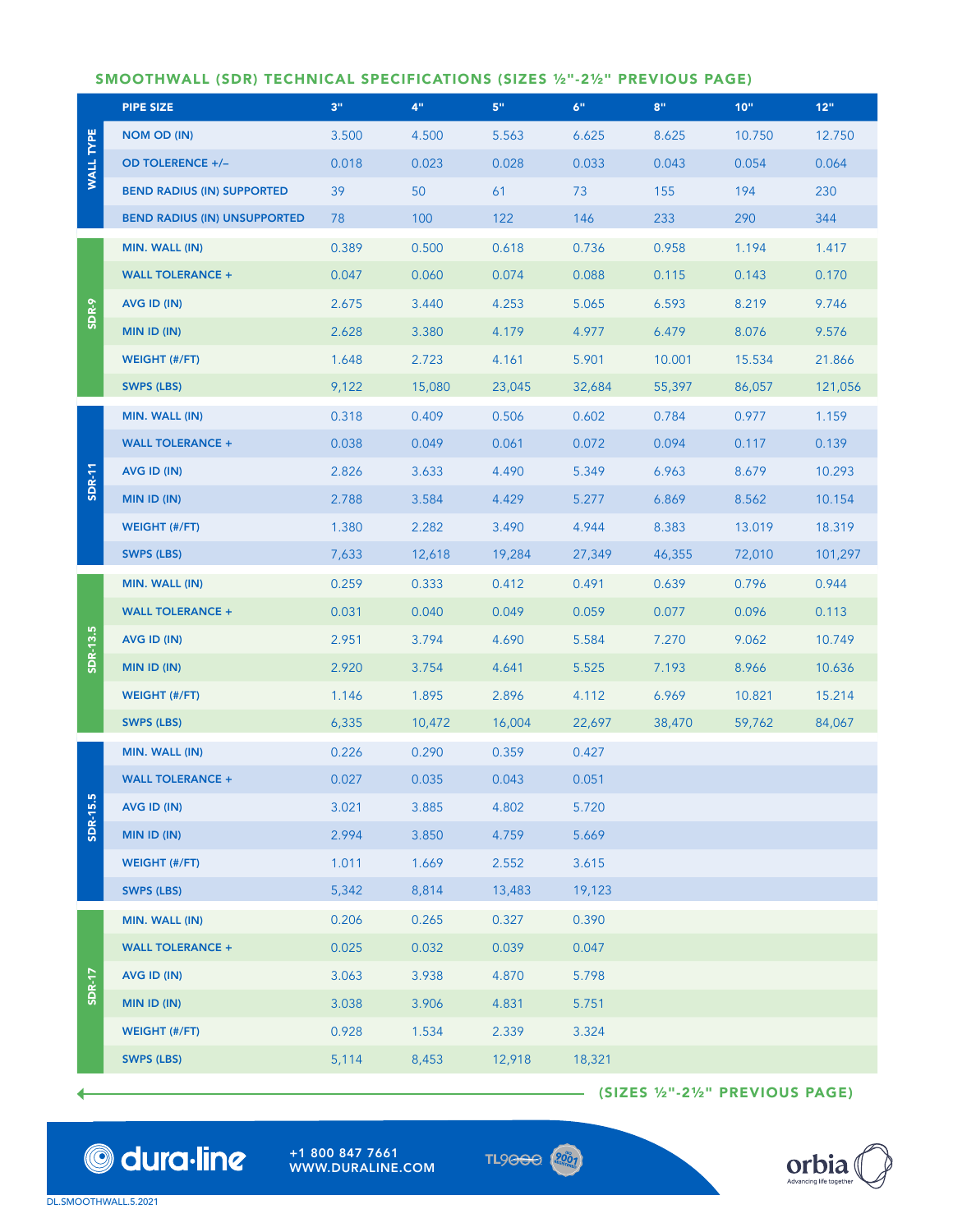## SMOOTHWALL (SDR) TECHNICAL SPECIFICATIONS (SIZES ½"-2½" PREVIOUS PAGE)

| | PIPE SIZE | 3" | 4" | 5" | 6" | 8" | 10" | 12" |
|---|---|---|---|---|---|---|---|---|
| WALL TYPE | NOM OD (IN) | 3.500 | 4.500 | 5.563 | 6.625 | 8.625 | 10.750 | 12.750 |
| | OD TOLERENCE +/– | 0.018 | 0.023 | 0.028 | 0.033 | 0.043 | 0.054 | 0.064 |
| | BEND RADIUS (IN) SUPPORTED | 39 | 50 | 61 | 73 | 155 | 194 | 230 |
| | BEND RADIUS (IN) UNSUPPORTED | 78 | 100 | 122 | 146 | 233 | 290 | 344 |
| SDR-9 | MIN. WALL (IN) | 0.389 | 0.500 | 0.618 | 0.736 | 0.958 | 1.194 | 1.417 |
| | WALL TOLERANCE + | 0.047 | 0.060 | 0.074 | 0.088 | 0.115 | 0.143 | 0.170 |
| | AVG ID (IN) | 2.675 | 3.440 | 4.253 | 5.065 | 6.593 | 8.219 | 9.746 |
| | MIN ID (IN) | 2.628 | 3.380 | 4.179 | 4.977 | 6.479 | 8.076 | 9.576 |
| | WEIGHT (#/FT) | 1.648 | 2.723 | 4.161 | 5.901 | 10.001 | 15.534 | 21.866 |
| | SWPS (LBS) | 9,122 | 15,080 | 23,045 | 32,684 | 55,397 | 86,057 | 121,056 |
| SDR-11 | MIN. WALL (IN) | 0.318 | 0.409 | 0.506 | 0.602 | 0.784 | 0.977 | 1.159 |
| | WALL TOLERANCE + | 0.038 | 0.049 | 0.061 | 0.072 | 0.094 | 0.117 | 0.139 |
| | AVG ID (IN) | 2.826 | 3.633 | 4.490 | 5.349 | 6.963 | 8.679 | 10.293 |
| | MIN ID (IN) | 2.788 | 3.584 | 4.429 | 5.277 | 6.869 | 8.562 | 10.154 |
| | WEIGHT (#/FT) | 1.380 | 2.282 | 3.490 | 4.944 | 8.383 | 13.019 | 18.319 |
| | SWPS (LBS) | 7,633 | 12,618 | 19,284 | 27,349 | 46,355 | 72,010 | 101,297 |
| SDR-13.5 | MIN. WALL (IN) | 0.259 | 0.333 | 0.412 | 0.491 | 0.639 | 0.796 | 0.944 |
| | WALL TOLERANCE + | 0.031 | 0.040 | 0.049 | 0.059 | 0.077 | 0.096 | 0.113 |
| | AVG ID (IN) | 2.951 | 3.794 | 4.690 | 5.584 | 7.270 | 9.062 | 10.749 |
| | MIN ID (IN) | 2.920 | 3.754 | 4.641 | 5.525 | 7.193 | 8.966 | 10.636 |
| | WEIGHT (#/FT) | 1.146 | 1.895 | 2.896 | 4.112 | 6.969 | 10.821 | 15.214 |
| | SWPS (LBS) | 6,335 | 10,472 | 16,004 | 22,697 | 38,470 | 59,762 | 84,067 |
| SDR-15.5 | MIN. WALL (IN) | 0.226 | 0.290 | 0.359 | 0.427 | | | |
| | WALL TOLERANCE + | 0.027 | 0.035 | 0.043 | 0.051 | | | |
| | AVG ID (IN) | 3.021 | 3.885 | 4.802 | 5.720 | | | |
| | MIN ID (IN) | 2.994 | 3.850 | 4.759 | 5.669 | | | |
| | WEIGHT (#/FT) | 1.011 | 1.669 | 2.552 | 3.615 | | | |
| | SWPS (LBS) | 5,342 | 8,814 | 13,483 | 19,123 | | | |
| SDR-17 | MIN. WALL (IN) | 0.206 | 0.265 | 0.327 | 0.390 | | | |
| | WALL TOLERANCE + | 0.025 | 0.032 | 0.039 | 0.047 | | | |
| | AVG ID (IN) | 3.063 | 3.938 | 4.870 | 5.798 | | | |
| | MIN ID (IN) | 3.038 | 3.906 | 4.831 | 5.751 | | | |
| | WEIGHT (#/FT) | 0.928 | 1.534 | 2.339 | 3.324 | | | |
| | SWPS (LBS) | 5,114 | 8,453 | 12,918 | 18,321 | | | |

(SIZES ½"-2½" PREVIOUS PAGE)

dura·line +1 800 847 7661 WWW.DURALINE.COM

TL9000

orbia Advancing life together

DL.SMOOTHWALL.5.2021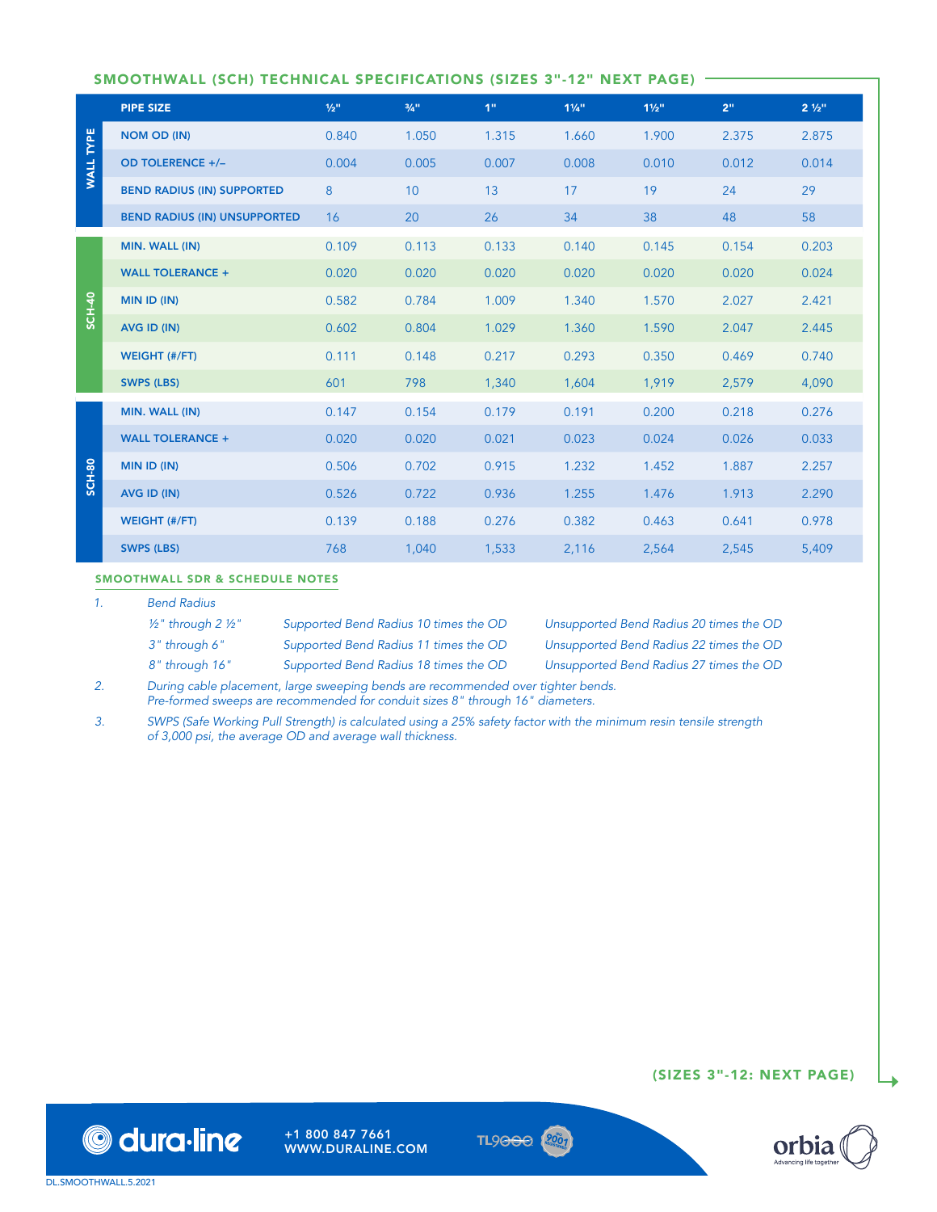## SMOOTHWALL (SCH) TECHNICAL SPECIFICATIONS (SIZES 3"-12" NEXT PAGE)

| | PIPE SIZE | ½" | ¾" | 1" | 1¼" | 1½" | 2" | 2 ½" |
|---|---|---|---|---|---|---|---|---|
| WALL TYPE | NOM OD (IN) | 0.840 | 1.050 | 1.315 | 1.660 | 1.900 | 2.375 | 2.875 |
| | OD TOLERENCE +/– | 0.004 | 0.005 | 0.007 | 0.008 | 0.010 | 0.012 | 0.014 |
| | BEND RADIUS (IN) SUPPORTED | 8 | 10 | 13 | 17 | 19 | 24 | 29 |
| | BEND RADIUS (IN) UNSUPPORTED | 16 | 20 | 26 | 34 | 38 | 48 | 58 |
| SCH-40 | MIN. WALL (IN) | 0.109 | 0.113 | 0.133 | 0.140 | 0.145 | 0.154 | 0.203 |
| | WALL TOLERANCE + | 0.020 | 0.020 | 0.020 | 0.020 | 0.020 | 0.020 | 0.024 |
| | MIN ID (IN) | 0.582 | 0.784 | 1.009 | 1.340 | 1.570 | 2.027 | 2.421 |
| | AVG ID (IN) | 0.602 | 0.804 | 1.029 | 1.360 | 1.590 | 2.047 | 2.445 |
| | WEIGHT (#/FT) | 0.111 | 0.148 | 0.217 | 0.293 | 0.350 | 0.469 | 0.740 |
| | SWPS (LBS) | 601 | 798 | 1,340 | 1,604 | 1,919 | 2,579 | 4,090 |
| SCH-80 | MIN. WALL (IN) | 0.147 | 0.154 | 0.179 | 0.191 | 0.200 | 0.218 | 0.276 |
| | WALL TOLERANCE + | 0.020 | 0.020 | 0.021 | 0.023 | 0.024 | 0.026 | 0.033 |
| | MIN ID (IN) | 0.506 | 0.702 | 0.915 | 1.232 | 1.452 | 1.887 | 2.257 |
| | AVG ID (IN) | 0.526 | 0.722 | 0.936 | 1.255 | 1.476 | 1.913 | 2.290 |
| | WEIGHT (#/FT) | 0.139 | 0.188 | 0.276 | 0.382 | 0.463 | 0.641 | 0.978 |
| | SWPS (LBS) | 768 | 1,040 | 1,533 | 2,116 | 2,564 | 2,545 | 5,409 |

### SMOOTHWALL SDR & SCHEDULE NOTES

1. *Bend Radius*

| | | |
|---|---|---|
| *½" through 2 ½"* | *Supported Bend Radius 10 times the OD* | *Unsupported Bend Radius 20 times the OD* |
| *3" through 6"* | *Supported Bend Radius 11 times the OD* | *Unsupported Bend Radius 22 times the OD* |
| *8" through 16"* | *Supported Bend Radius 18 times the OD* | *Unsupported Bend Radius 27 times the OD* |

2. *During cable placement, large sweeping bends are recommended over tighter bends. Pre-formed sweeps are recommended for conduit sizes 8" through 16" diameters.*

3. *SWPS (Safe Working Pull Strength) is calculated using a 25% safety factor with the minimum resin tensile strength of 3,000 psi, the average OD and average wall thickness.*

(SIZES 3"-12": NEXT PAGE)

+1 800 847 7661
WWW.DURALINE.COM

DL.SMOOTHWALL.5.2021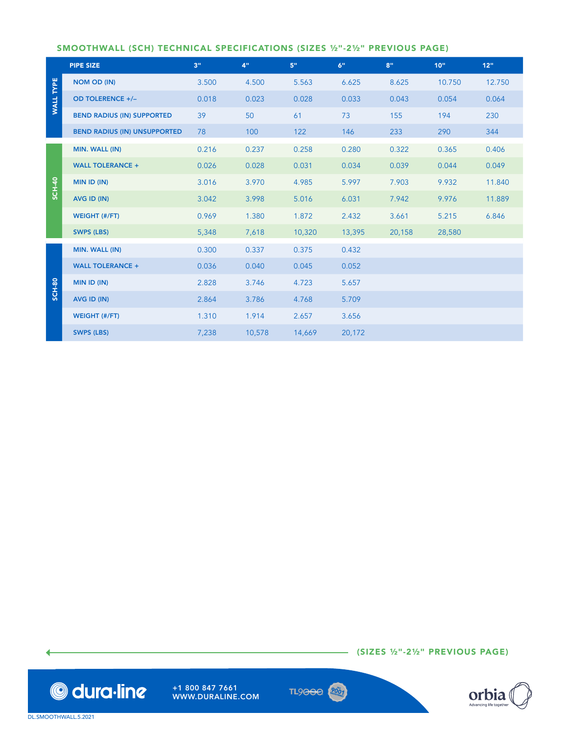## SMOOTHWALL (SCH) TECHNICAL SPECIFICATIONS (SIZES ½"-2½" PREVIOUS PAGE)

| | PIPE SIZE | 3" | 4" | 5" | 6" | 8" | 10" | 12" |
|---|---|---|---|---|---|---|---|---|
| WALL TYPE | NOM OD (IN) | 3.500 | 4.500 | 5.563 | 6.625 | 8.625 | 10.750 | 12.750 |
| | OD TOLERENCE +/– | 0.018 | 0.023 | 0.028 | 0.033 | 0.043 | 0.054 | 0.064 |
| | BEND RADIUS (IN) SUPPORTED | 39 | 50 | 61 | 73 | 155 | 194 | 230 |
| | BEND RADIUS (IN) UNSUPPORTED | 78 | 100 | 122 | 146 | 233 | 290 | 344 |
| SCH-40 | MIN. WALL (IN) | 0.216 | 0.237 | 0.258 | 0.280 | 0.322 | 0.365 | 0.406 |
| | WALL TOLERANCE + | 0.026 | 0.028 | 0.031 | 0.034 | 0.039 | 0.044 | 0.049 |
| | MIN ID (IN) | 3.016 | 3.970 | 4.985 | 5.997 | 7.903 | 9.932 | 11.840 |
| | AVG ID (IN) | 3.042 | 3.998 | 5.016 | 6.031 | 7.942 | 9.976 | 11.889 |
| | WEIGHT (#/FT) | 0.969 | 1.380 | 1.872 | 2.432 | 3.661 | 5.215 | 6.846 |
| | SWPS (LBS) | 5,348 | 7,618 | 10,320 | 13,395 | 20,158 | 28,580 | |
| SCH-80 | MIN. WALL (IN) | 0.300 | 0.337 | 0.375 | 0.432 | | | |
| | WALL TOLERANCE + | 0.036 | 0.040 | 0.045 | 0.052 | | | |
| | MIN ID (IN) | 2.828 | 3.746 | 4.723 | 5.657 | | | |
| | AVG ID (IN) | 2.864 | 3.786 | 4.768 | 5.709 | | | |
| | WEIGHT (#/FT) | 1.310 | 1.914 | 2.657 | 3.656 | | | |
| | SWPS (LBS) | 7,238 | 10,578 | 14,669 | 20,172 | | | |

(SIZES ½"-2½" PREVIOUS PAGE)

dura·line

+1 800 847 7661
WWW.DURALINE.COM

TL9000

orbia
Advancing life together

DL.SMOOTHWALL.5.2021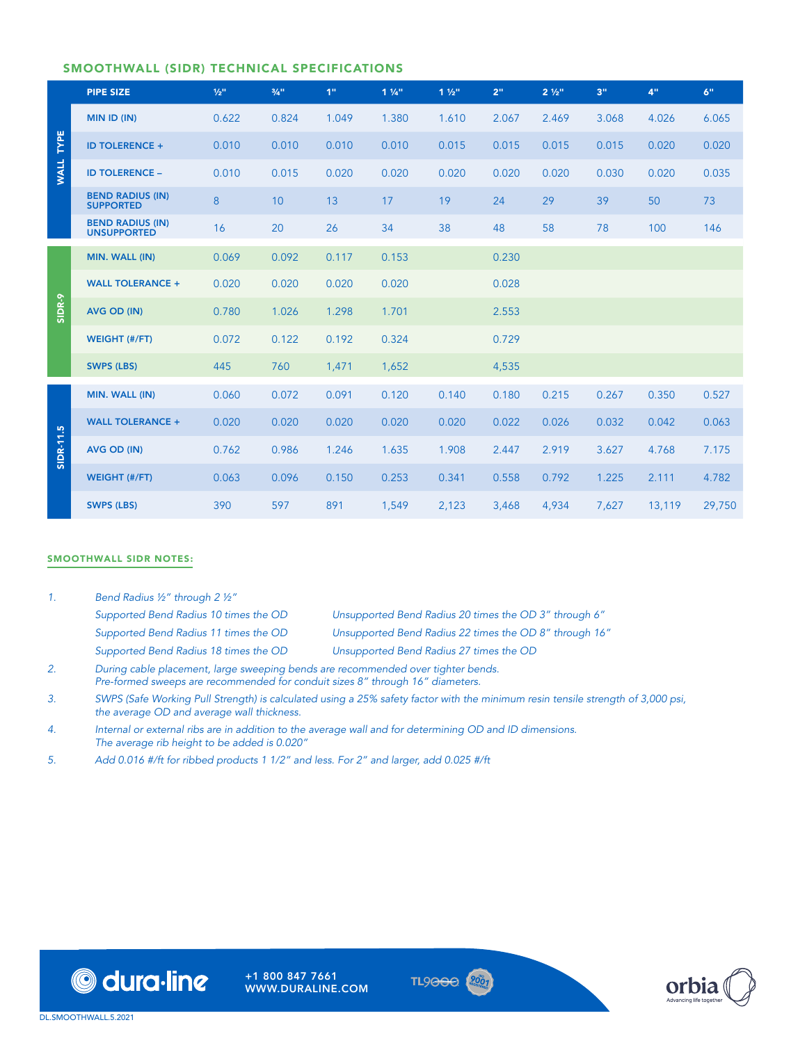## SMOOTHWALL (SIDR) TECHNICAL SPECIFICATIONS

| | PIPE SIZE | ½" | ¾" | 1" | 1 ¼" | 1 ½" | 2" | 2 ½" | 3" | 4" | 6" |
|---|---|---|---|---|---|---|---|---|---|---|---|
| WALL TYPE | MIN ID (IN) | 0.622 | 0.824 | 1.049 | 1.380 | 1.610 | 2.067 | 2.469 | 3.068 | 4.026 | 6.065 |
| | ID TOLERENCE + | 0.010 | 0.010 | 0.010 | 0.010 | 0.015 | 0.015 | 0.015 | 0.015 | 0.020 | 0.020 |
| | ID TOLERENCE – | 0.010 | 0.015 | 0.020 | 0.020 | 0.020 | 0.020 | 0.020 | 0.030 | 0.020 | 0.035 |
| | BEND RADIUS (IN) SUPPORTED | 8 | 10 | 13 | 17 | 19 | 24 | 29 | 39 | 50 | 73 |
| | BEND RADIUS (IN) UNSUPPORTED | 16 | 20 | 26 | 34 | 38 | 48 | 58 | 78 | 100 | 146 |
| SIDR-9 | MIN. WALL (IN) | 0.069 | 0.092 | 0.117 | 0.153 | | 0.230 | | | | |
| | WALL TOLERANCE + | 0.020 | 0.020 | 0.020 | 0.020 | | 0.028 | | | | |
| | AVG OD (IN) | 0.780 | 1.026 | 1.298 | 1.701 | | 2.553 | | | | |
| | WEIGHT (#/FT) | 0.072 | 0.122 | 0.192 | 0.324 | | 0.729 | | | | |
| | SWPS (LBS) | 445 | 760 | 1,471 | 1,652 | | 4,535 | | | | |
| SIDR-11.5 | MIN. WALL (IN) | 0.060 | 0.072 | 0.091 | 0.120 | 0.140 | 0.180 | 0.215 | 0.267 | 0.350 | 0.527 |
| | WALL TOLERANCE + | 0.020 | 0.020 | 0.020 | 0.020 | 0.020 | 0.022 | 0.026 | 0.032 | 0.042 | 0.063 |
| | AVG OD (IN) | 0.762 | 0.986 | 1.246 | 1.635 | 1.908 | 2.447 | 2.919 | 3.627 | 4.768 | 7.175 |
| | WEIGHT (#/FT) | 0.063 | 0.096 | 0.150 | 0.253 | 0.341 | 0.558 | 0.792 | 1.225 | 2.111 | 4.782 |
| | SWPS (LBS) | 390 | 597 | 891 | 1,549 | 2,123 | 3,468 | 4,934 | 7,627 | 13,119 | 29,750 |

### SMOOTHWALL SIDR NOTES:

1. *Bend Radius ½" through 2 ½"*
   *Supported Bend Radius 10 times the OD* — *Unsupported Bend Radius 20 times the OD 3" through 6"*
   *Supported Bend Radius 11 times the OD* — *Unsupported Bend Radius 22 times the OD 8" through 16"*
   *Supported Bend Radius 18 times the OD* — *Unsupported Bend Radius 27 times the OD*
2. *During cable placement, large sweeping bends are recommended over tighter bends. Pre-formed sweeps are recommended for conduit sizes 8" through 16" diameters.*
3. *SWPS (Safe Working Pull Strength) is calculated using a 25% safety factor with the minimum resin tensile strength of 3,000 psi, the average OD and average wall thickness.*
4. *Internal or external ribs are in addition to the average wall and for determining OD and ID dimensions. The average rib height to be added is 0.020"*
5. *Add 0.016 #/ft for ribbed products 1 1/2" and less. For 2" and larger, add 0.025 #/ft*

dura·line
+1 800 847 7661
WWW.DURALINE.COM

TL9000

orbia
Advancing life together

DL.SMOOTHWALL.5.2021